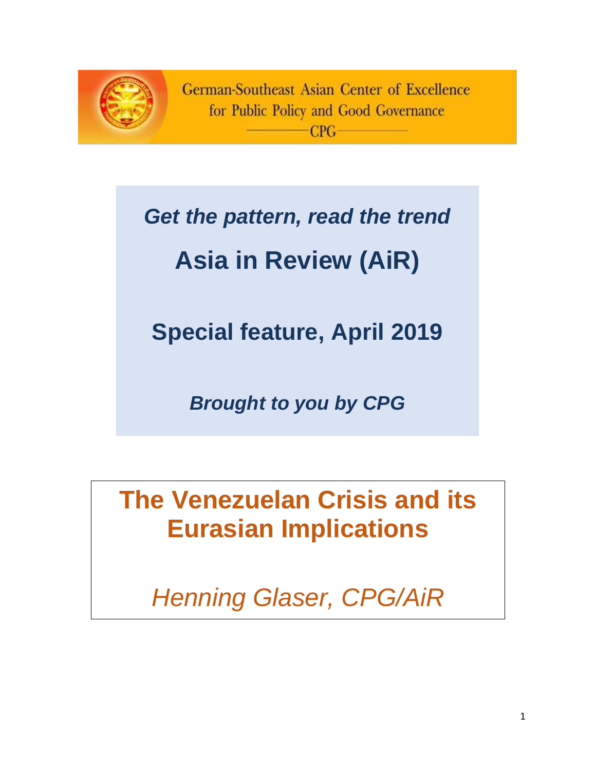German-Southeast Asian Center of Excellence
for Public Policy and Good Governance
CPG

***Get the pattern, read the trend***

# Asia in Review (AiR)

## Special feature, April 2019

***Brought to you by CPG***

# The Venezuelan Crisis and its Eurasian Implications

*Henning Glaser, CPG/AiR*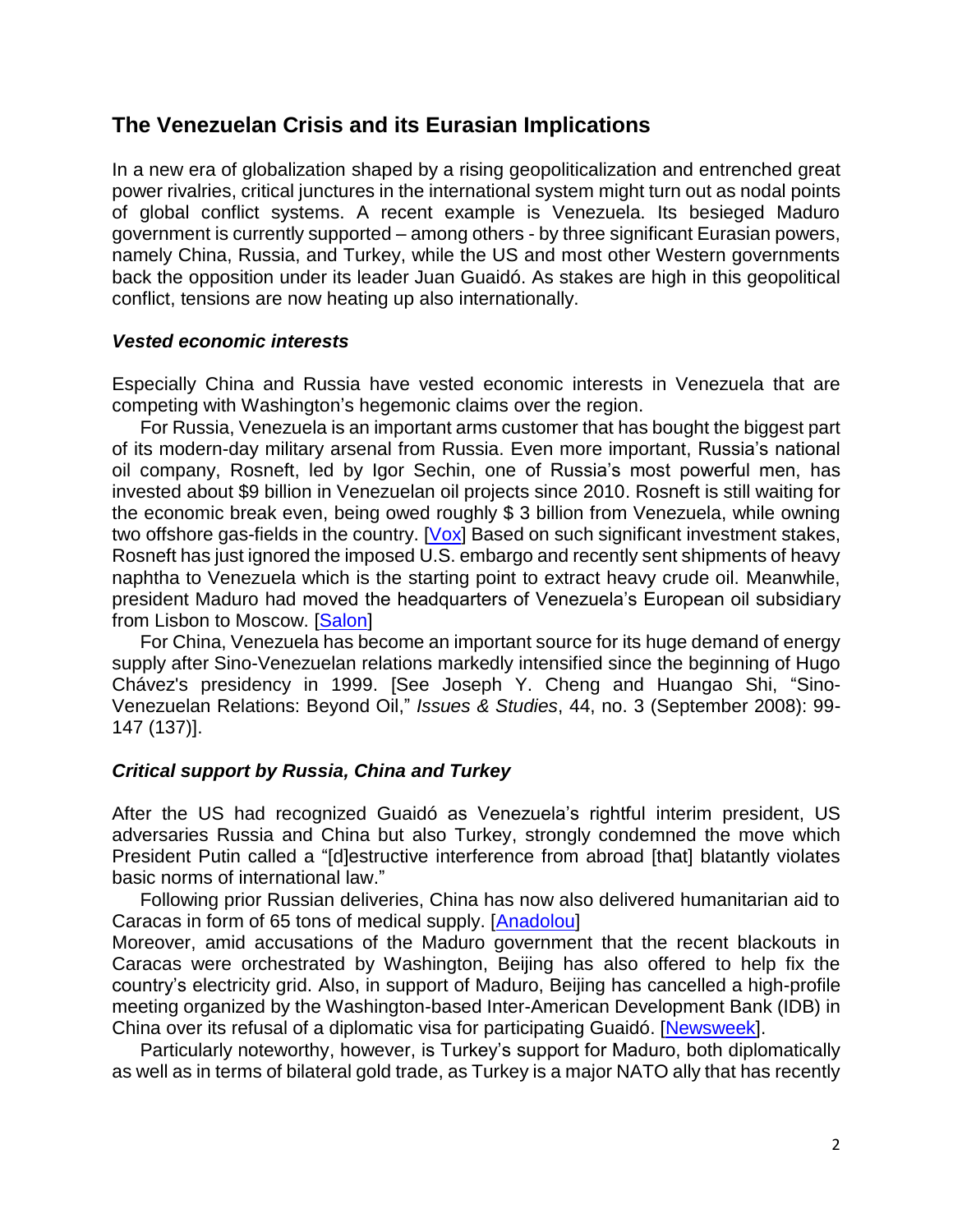## The Venezuelan Crisis and its Eurasian Implications

In a new era of globalization shaped by a rising geopoliticalization and entrenched great power rivalries, critical junctures in the international system might turn out as nodal points of global conflict systems. A recent example is Venezuela. Its besieged Maduro government is currently supported – among others - by three significant Eurasian powers, namely China, Russia, and Turkey, while the US and most other Western governments back the opposition under its leader Juan Guaidó. As stakes are high in this geopolitical conflict, tensions are now heating up also internationally.

### *Vested economic interests*

Especially China and Russia have vested economic interests in Venezuela that are competing with Washington's hegemonic claims over the region.

For Russia, Venezuela is an important arms customer that has bought the biggest part of its modern-day military arsenal from Russia. Even more important, Russia's national oil company, Rosneft, led by Igor Sechin, one of Russia's most powerful men, has invested about $9 billion in Venezuelan oil projects since 2010. Rosneft is still waiting for the economic break even, being owed roughly $ 3 billion from Venezuela, while owning two offshore gas-fields in the country. [Vox] Based on such significant investment stakes, Rosneft has just ignored the imposed U.S. embargo and recently sent shipments of heavy naphtha to Venezuela which is the starting point to extract heavy crude oil. Meanwhile, president Maduro had moved the headquarters of Venezuela's European oil subsidiary from Lisbon to Moscow. [Salon]

For China, Venezuela has become an important source for its huge demand of energy supply after Sino-Venezuelan relations markedly intensified since the beginning of Hugo Chávez's presidency in 1999. [See Joseph Y. Cheng and Huangao Shi, "Sino-Venezuelan Relations: Beyond Oil," *Issues & Studies*, 44, no. 3 (September 2008): 99-147 (137)].

### *Critical support by Russia, China and Turkey*

After the US had recognized Guaidó as Venezuela's rightful interim president, US adversaries Russia and China but also Turkey, strongly condemned the move which President Putin called a "[d]estructive interference from abroad [that] blatantly violates basic norms of international law."

Following prior Russian deliveries, China has now also delivered humanitarian aid to Caracas in form of 65 tons of medical supply. [Anadolou]

Moreover, amid accusations of the Maduro government that the recent blackouts in Caracas were orchestrated by Washington, Beijing has also offered to help fix the country's electricity grid. Also, in support of Maduro, Beijing has cancelled a high-profile meeting organized by the Washington-based Inter-American Development Bank (IDB) in China over its refusal of a diplomatic visa for participating Guaidó. [Newsweek].

Particularly noteworthy, however, is Turkey's support for Maduro, both diplomatically as well as in terms of bilateral gold trade, as Turkey is a major NATO ally that has recently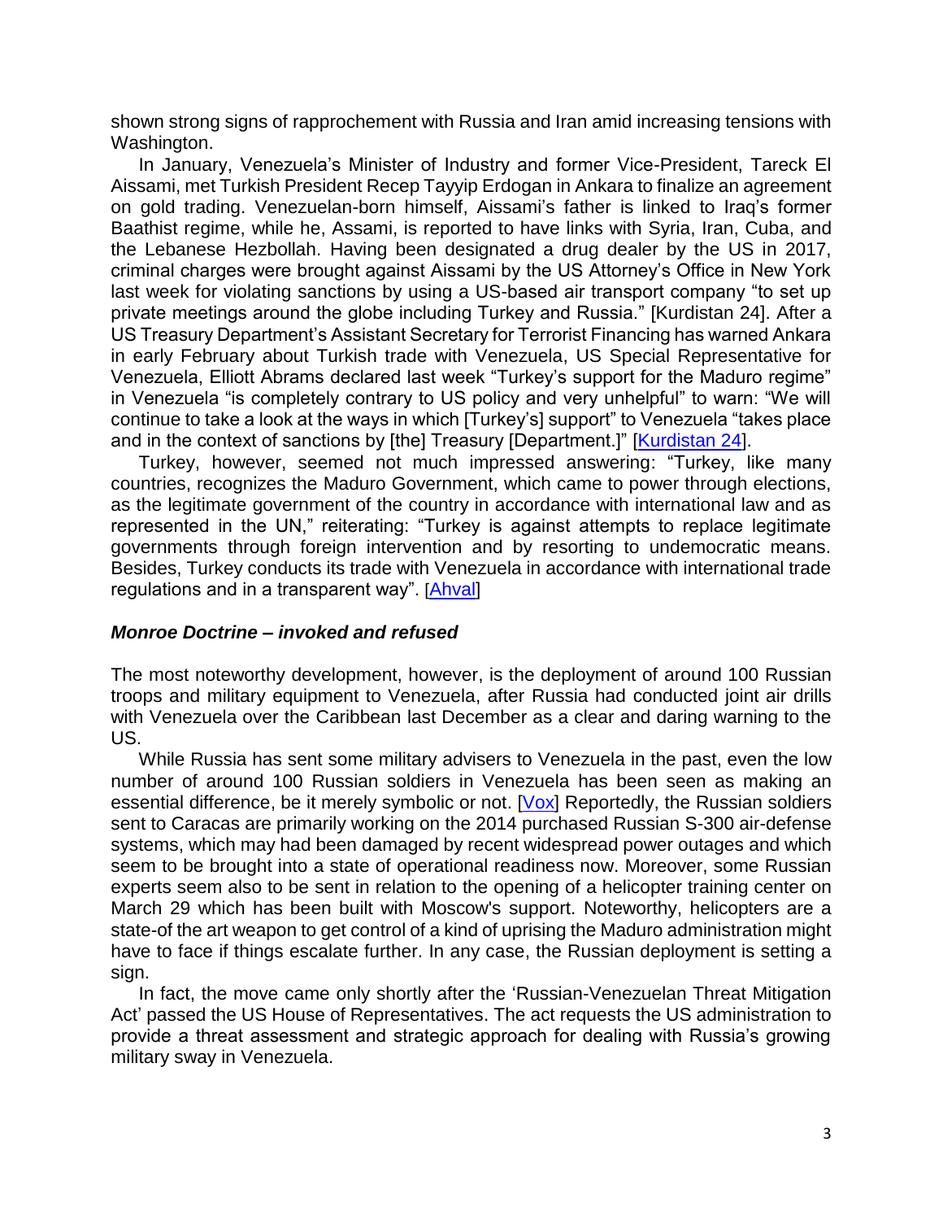shown strong signs of rapprochement with Russia and Iran amid increasing tensions with Washington.

In January, Venezuela's Minister of Industry and former Vice-President, Tareck El Aissami, met Turkish President Recep Tayyip Erdogan in Ankara to finalize an agreement on gold trading. Venezuelan-born himself, Aissami's father is linked to Iraq's former Baathist regime, while he, Assami, is reported to have links with Syria, Iran, Cuba, and the Lebanese Hezbollah. Having been designated a drug dealer by the US in 2017, criminal charges were brought against Aissami by the US Attorney's Office in New York last week for violating sanctions by using a US-based air transport company "to set up private meetings around the globe including Turkey and Russia." [Kurdistan 24]. After a US Treasury Department's Assistant Secretary for Terrorist Financing has warned Ankara in early February about Turkish trade with Venezuela, US Special Representative for Venezuela, Elliott Abrams declared last week "Turkey's support for the Maduro regime" in Venezuela "is completely contrary to US policy and very unhelpful" to warn: "We will continue to take a look at the ways in which [Turkey's] support" to Venezuela "takes place and in the context of sanctions by [the] Treasury [Department.]" [Kurdistan 24].

Turkey, however, seemed not much impressed answering: "Turkey, like many countries, recognizes the Maduro Government, which came to power through elections, as the legitimate government of the country in accordance with international law and as represented in the UN," reiterating: "Turkey is against attempts to replace legitimate governments through foreign intervention and by resorting to undemocratic means. Besides, Turkey conducts its trade with Venezuela in accordance with international trade regulations and in a transparent way". [Ahval]

### *Monroe Doctrine – invoked and refused*

The most noteworthy development, however, is the deployment of around 100 Russian troops and military equipment to Venezuela, after Russia had conducted joint air drills with Venezuela over the Caribbean last December as a clear and daring warning to the US.

While Russia has sent some military advisers to Venezuela in the past, even the low number of around 100 Russian soldiers in Venezuela has been seen as making an essential difference, be it merely symbolic or not. [Vox] Reportedly, the Russian soldiers sent to Caracas are primarily working on the 2014 purchased Russian S-300 air-defense systems, which may had been damaged by recent widespread power outages and which seem to be brought into a state of operational readiness now. Moreover, some Russian experts seem also to be sent in relation to the opening of a helicopter training center on March 29 which has been built with Moscow's support. Noteworthy, helicopters are a state-of the art weapon to get control of a kind of uprising the Maduro administration might have to face if things escalate further. In any case, the Russian deployment is setting a sign.

In fact, the move came only shortly after the 'Russian-Venezuelan Threat Mitigation Act' passed the US House of Representatives. The act requests the US administration to provide a threat assessment and strategic approach for dealing with Russia's growing military sway in Venezuela.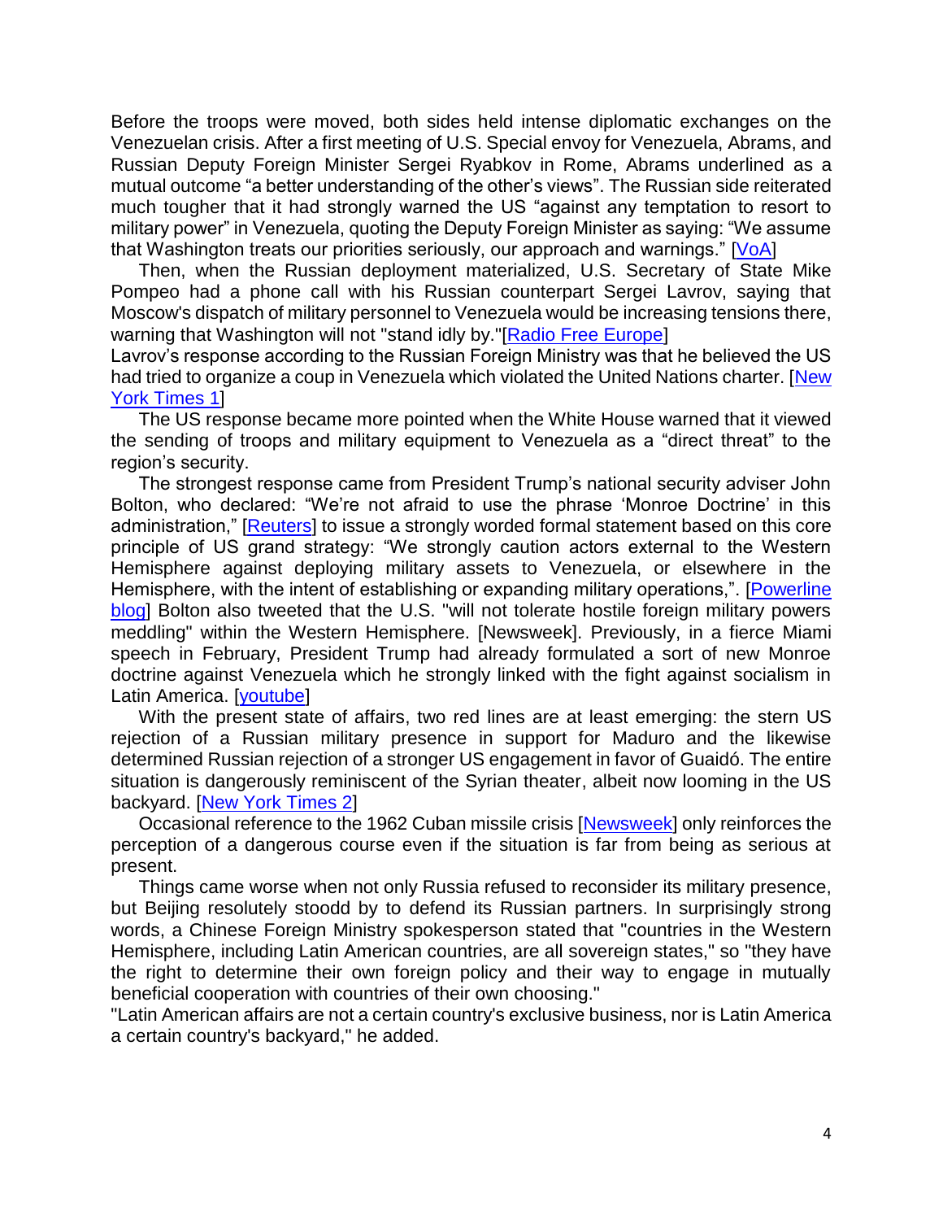Before the troops were moved, both sides held intense diplomatic exchanges on the Venezuelan crisis. After a first meeting of U.S. Special envoy for Venezuela, Abrams, and Russian Deputy Foreign Minister Sergei Ryabkov in Rome, Abrams underlined as a mutual outcome "a better understanding of the other's views". The Russian side reiterated much tougher that it had strongly warned the US "against any temptation to resort to military power" in Venezuela, quoting the Deputy Foreign Minister as saying: "We assume that Washington treats our priorities seriously, our approach and warnings." [VoA]

Then, when the Russian deployment materialized, U.S. Secretary of State Mike Pompeo had a phone call with his Russian counterpart Sergei Lavrov, saying that Moscow's dispatch of military personnel to Venezuela would be increasing tensions there, warning that Washington will not "stand idly by."[Radio Free Europe]

Lavrov's response according to the Russian Foreign Ministry was that he believed the US had tried to organize a coup in Venezuela which violated the United Nations charter. [New York Times 1]

The US response became more pointed when the White House warned that it viewed the sending of troops and military equipment to Venezuela as a "direct threat" to the region's security.

The strongest response came from President Trump's national security adviser John Bolton, who declared: "We're not afraid to use the phrase 'Monroe Doctrine' in this administration," [Reuters] to issue a strongly worded formal statement based on this core principle of US grand strategy: "We strongly caution actors external to the Western Hemisphere against deploying military assets to Venezuela, or elsewhere in the Hemisphere, with the intent of establishing or expanding military operations,". [Powerline blog] Bolton also tweeted that the U.S. "will not tolerate hostile foreign military powers meddling" within the Western Hemisphere. [Newsweek]. Previously, in a fierce Miami speech in February, President Trump had already formulated a sort of new Monroe doctrine against Venezuela which he strongly linked with the fight against socialism in Latin America. [youtube]

With the present state of affairs, two red lines are at least emerging: the stern US rejection of a Russian military presence in support for Maduro and the likewise determined Russian rejection of a stronger US engagement in favor of Guaidó. The entire situation is dangerously reminiscent of the Syrian theater, albeit now looming in the US backyard. [New York Times 2]

Occasional reference to the 1962 Cuban missile crisis [Newsweek] only reinforces the perception of a dangerous course even if the situation is far from being as serious at present.

Things came worse when not only Russia refused to reconsider its military presence, but Beijing resolutely stoodd by to defend its Russian partners. In surprisingly strong words, a Chinese Foreign Ministry spokesperson stated that "countries in the Western Hemisphere, including Latin American countries, are all sovereign states," so "they have the right to determine their own foreign policy and their way to engage in mutually beneficial cooperation with countries of their own choosing."

"Latin American affairs are not a certain country's exclusive business, nor is Latin America a certain country's backyard," he added.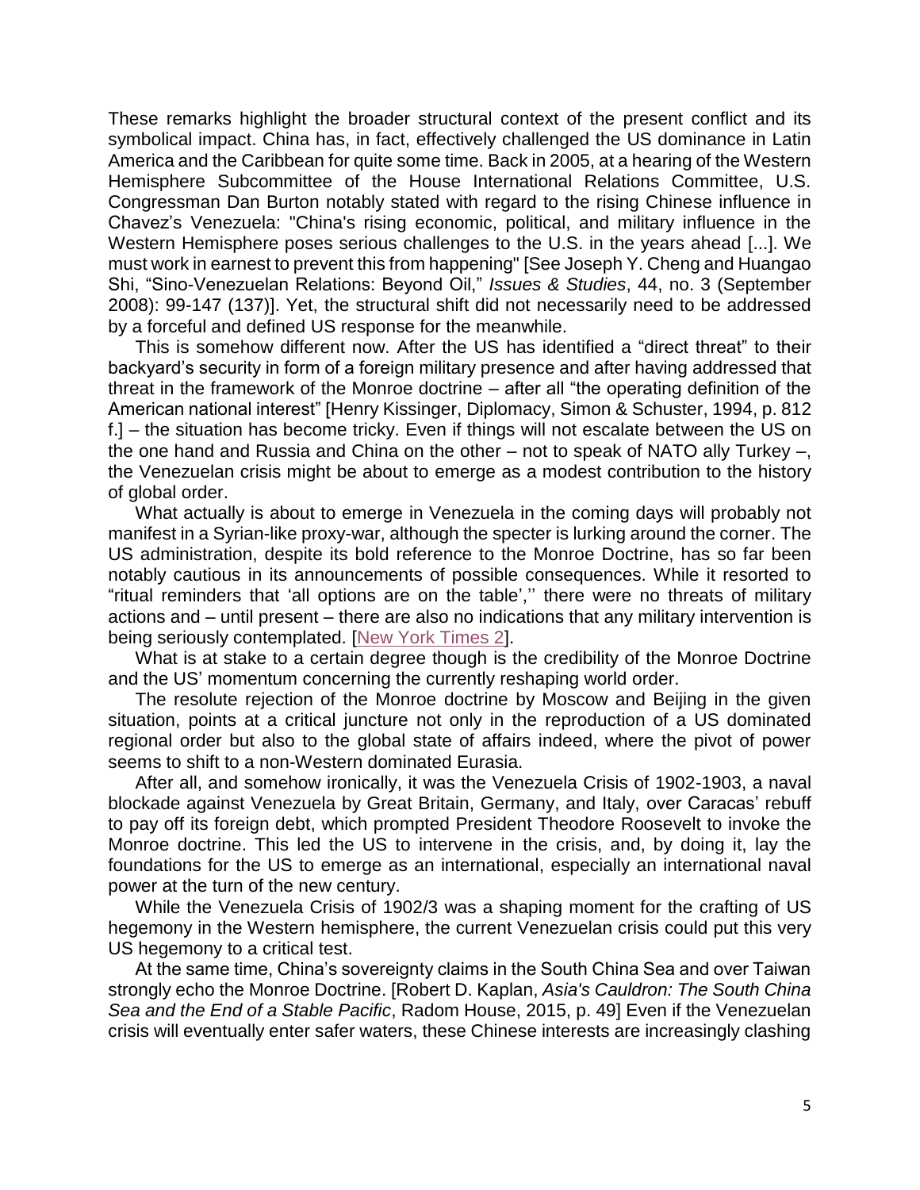These remarks highlight the broader structural context of the present conflict and its symbolical impact. China has, in fact, effectively challenged the US dominance in Latin America and the Caribbean for quite some time. Back in 2005, at a hearing of the Western Hemisphere Subcommittee of the House International Relations Committee, U.S. Congressman Dan Burton notably stated with regard to the rising Chinese influence in Chavez's Venezuela: "China's rising economic, political, and military influence in the Western Hemisphere poses serious challenges to the U.S. in the years ahead [...]. We must work in earnest to prevent this from happening" [See Joseph Y. Cheng and Huangao Shi, "Sino-Venezuelan Relations: Beyond Oil," *Issues & Studies*, 44, no. 3 (September 2008): 99-147 (137)]. Yet, the structural shift did not necessarily need to be addressed by a forceful and defined US response for the meanwhile.

This is somehow different now. After the US has identified a "direct threat" to their backyard's security in form of a foreign military presence and after having addressed that threat in the framework of the Monroe doctrine – after all "the operating definition of the American national interest" [Henry Kissinger, Diplomacy, Simon & Schuster, 1994, p. 812 f.] – the situation has become tricky. Even if things will not escalate between the US on the one hand and Russia and China on the other – not to speak of NATO ally Turkey –, the Venezuelan crisis might be about to emerge as a modest contribution to the history of global order.

What actually is about to emerge in Venezuela in the coming days will probably not manifest in a Syrian-like proxy-war, although the specter is lurking around the corner. The US administration, despite its bold reference to the Monroe Doctrine, has so far been notably cautious in its announcements of possible consequences. While it resorted to "ritual reminders that 'all options are on the table','' there were no threats of military actions and – until present – there are also no indications that any military intervention is being seriously contemplated. [New York Times 2].

What is at stake to a certain degree though is the credibility of the Monroe Doctrine and the US' momentum concerning the currently reshaping world order.

The resolute rejection of the Monroe doctrine by Moscow and Beijing in the given situation, points at a critical juncture not only in the reproduction of a US dominated regional order but also to the global state of affairs indeed, where the pivot of power seems to shift to a non-Western dominated Eurasia.

After all, and somehow ironically, it was the Venezuela Crisis of 1902-1903, a naval blockade against Venezuela by Great Britain, Germany, and Italy, over Caracas' rebuff to pay off its foreign debt, which prompted President Theodore Roosevelt to invoke the Monroe doctrine. This led the US to intervene in the crisis, and, by doing it, lay the foundations for the US to emerge as an international, especially an international naval power at the turn of the new century.

While the Venezuela Crisis of 1902/3 was a shaping moment for the crafting of US hegemony in the Western hemisphere, the current Venezuelan crisis could put this very US hegemony to a critical test.

At the same time, China's sovereignty claims in the South China Sea and over Taiwan strongly echo the Monroe Doctrine. [Robert D. Kaplan, *Asia's Cauldron: The South China Sea and the End of a Stable Pacific*, Radom House, 2015, p. 49] Even if the Venezuelan crisis will eventually enter safer waters, these Chinese interests are increasingly clashing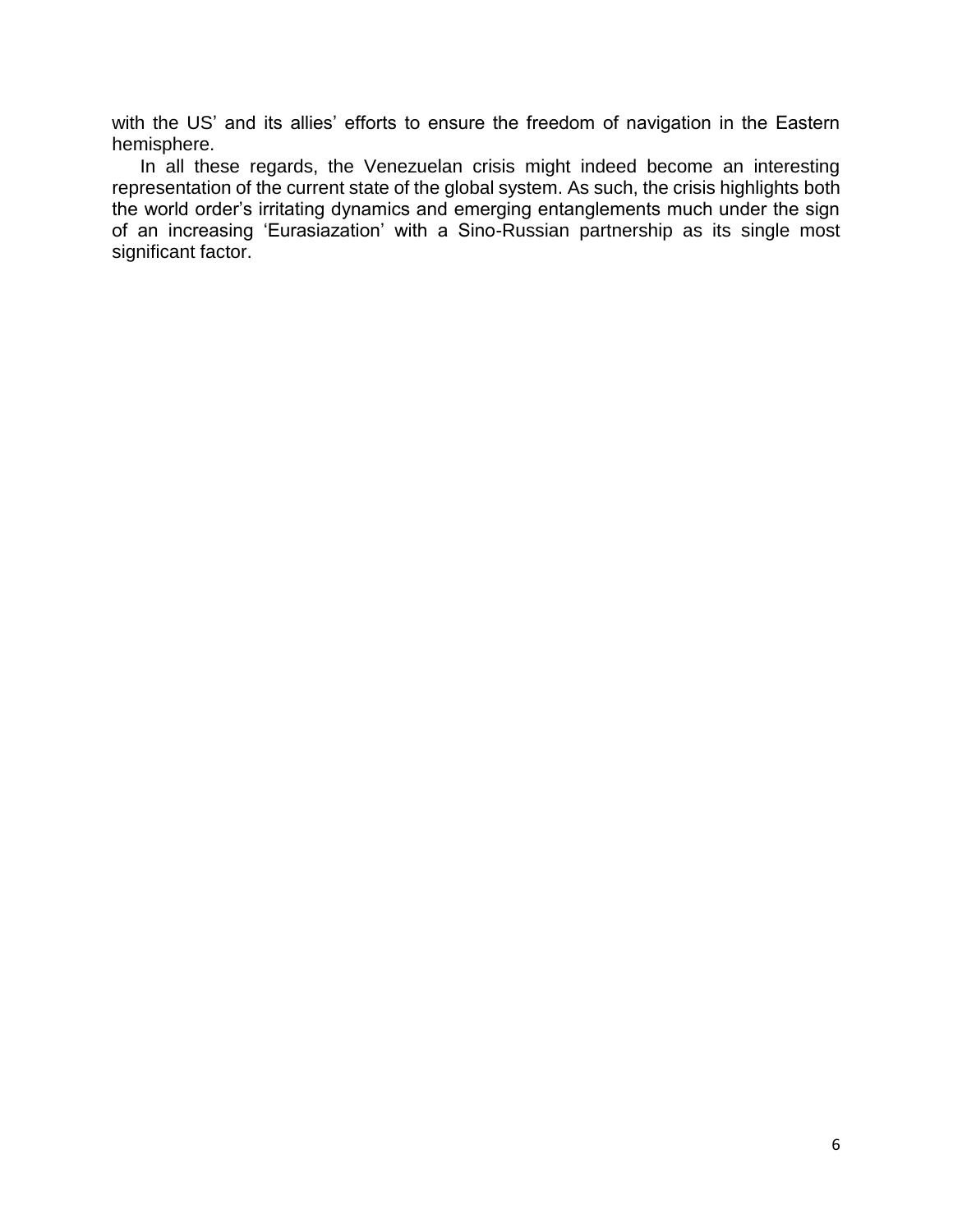with the US' and its allies' efforts to ensure the freedom of navigation in the Eastern hemisphere.

In all these regards, the Venezuelan crisis might indeed become an interesting representation of the current state of the global system. As such, the crisis highlights both the world order's irritating dynamics and emerging entanglements much under the sign of an increasing 'Eurasiazation' with a Sino-Russian partnership as its single most significant factor.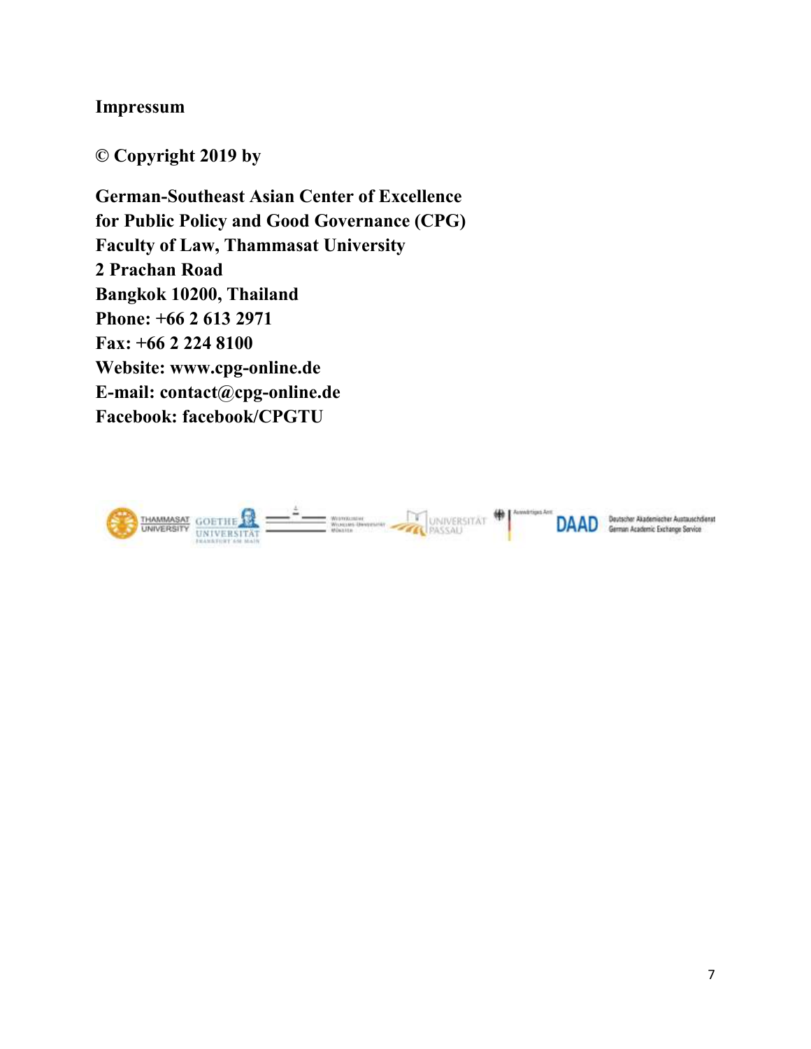**Impressum**

**© Copyright 2019 by**

**German-Southeast Asian Center of Excellence**
**for Public Policy and Good Governance (CPG)**
**Faculty of Law, Thammasat University**
**2 Prachan Road**
**Bangkok 10200, Thailand**
**Phone: +66 2 613 2971**
**Fax: +66 2 224 8100**
**Website: www.cpg-online.de**
**E-mail: contact@cpg-online.de**
**Facebook: facebook/CPGTU**